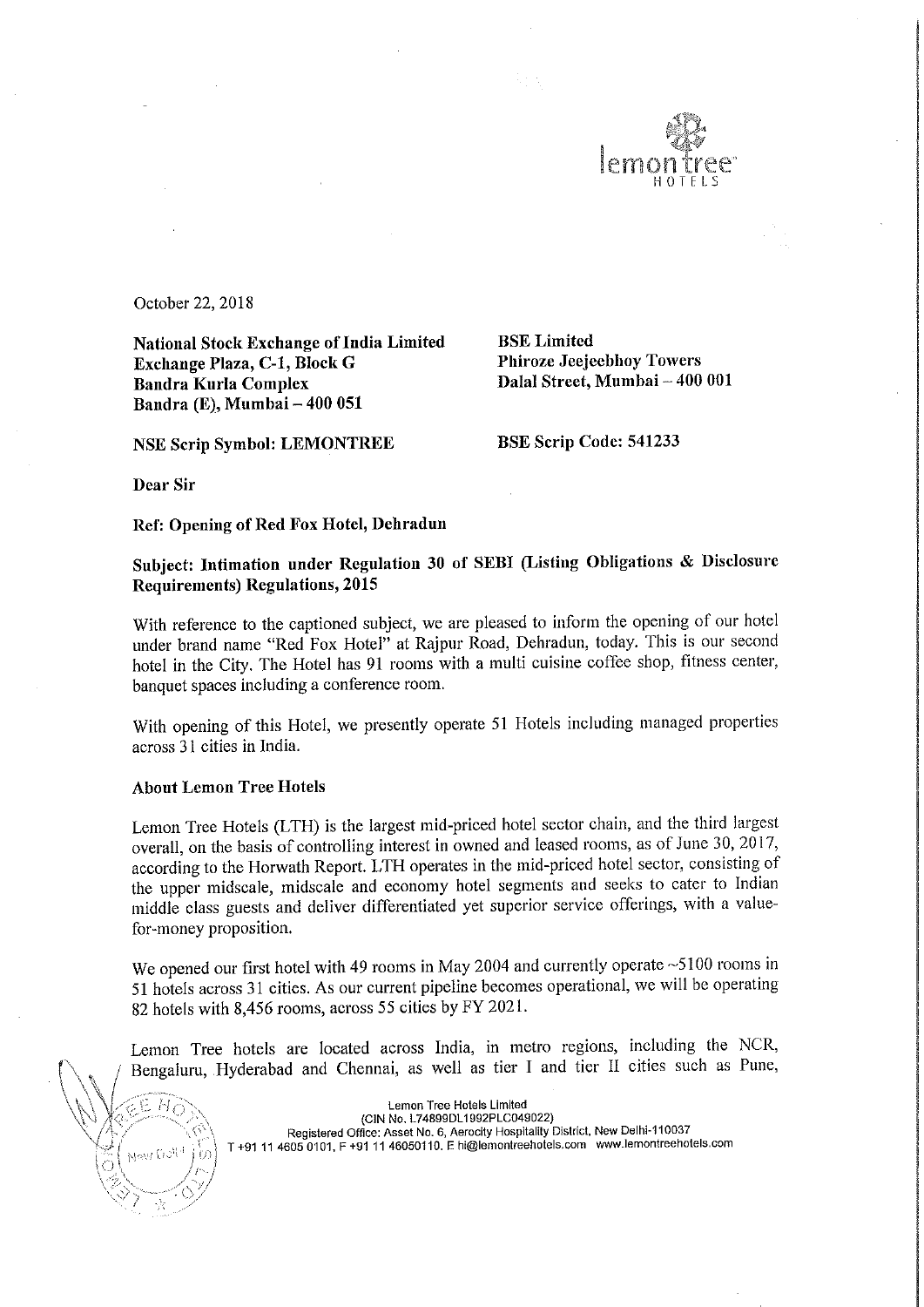October 22, 2018

**National Stock Exchange of India Limited**
**Exchange Plaza, C-1, Block G**
**Bandra Kurla Complex**
**Bandra (E), Mumbai – 400 051**

**BSE Limited**
**Phiroze Jeejeebhoy Towers**
**Dalal Street, Mumbai – 400 001**

**NSE Scrip Symbol: LEMONTREE**

**BSE Scrip Code: 541233**

**Dear Sir**

**Ref: Opening of Red Fox Hotel, Dehradun**

**Subject: Intimation under Regulation 30 of SEBI (Listing Obligations & Disclosure Requirements) Regulations, 2015**

With reference to the captioned subject, we are pleased to inform the opening of our hotel under brand name "Red Fox Hotel" at Rajpur Road, Dehradun, today. This is our second hotel in the City. The Hotel has 91 rooms with a multi cuisine coffee shop, fitness center, banquet spaces including a conference room.

With opening of this Hotel, we presently operate 51 Hotels including managed properties across 31 cities in India.

**About Lemon Tree Hotels**

Lemon Tree Hotels (LTH) is the largest mid-priced hotel sector chain, and the third largest overall, on the basis of controlling interest in owned and leased rooms, as of June 30, 2017, according to the Horwath Report. LTH operates in the mid-priced hotel sector, consisting of the upper midscale, midscale and economy hotel segments and seeks to cater to Indian middle class guests and deliver differentiated yet superior service offerings, with a value-for-money proposition.

We opened our first hotel with 49 rooms in May 2004 and currently operate ~5100 rooms in 51 hotels across 31 cities. As our current pipeline becomes operational, we will be operating 82 hotels with 8,456 rooms, across 55 cities by FY 2021.

Lemon Tree hotels are located across India, in metro regions, including the NCR, Bengaluru, Hyderabad and Chennai, as well as tier I and tier II cities such as Pune,

Lemon Tree Hotels Limited
(CIN No. L74899DL1992PLC049022)
Registered Office: Asset No. 6, Aerocity Hospitality District, New Delhi-110037
T +91 11 4605 0101, F +91 11 46050110. E hi@lemontreehotels.com www.lemontreehotels.com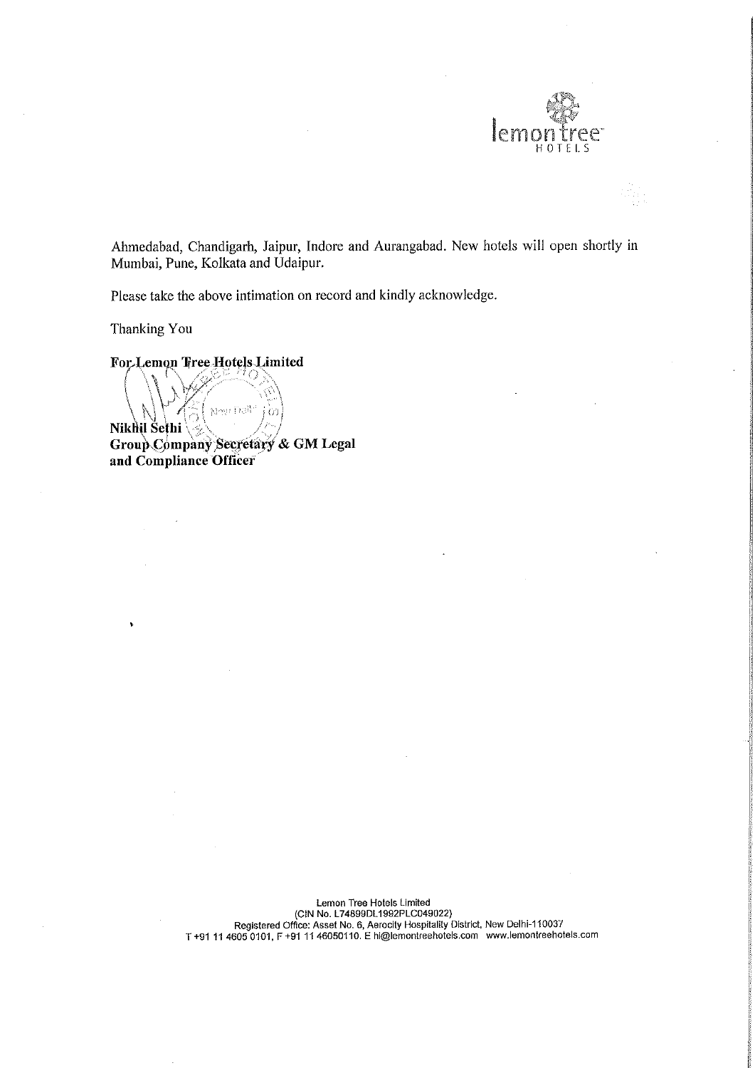Ahmedabad, Chandigarh, Jaipur, Indore and Aurangabad. New hotels will open shortly in Mumbai, Pune, Kolkata and Udaipur.

Please take the above intimation on record and kindly acknowledge.

Thanking You

**For Lemon Tree Hotels Limited**

**Nikhil Sethi**
**Group Company Secretary & GM Legal and Compliance Officer**

Lemon Tree Hotels Limited
(CIN No. L74899DL1992PLC049022)
Registered Office: Asset No. 6, Aerocity Hospitality District, New Delhi-110037
T +91 11 4605 0101, F +91 11 46050110. E hi@lemontreehotels.com www.lemontreehotels.com